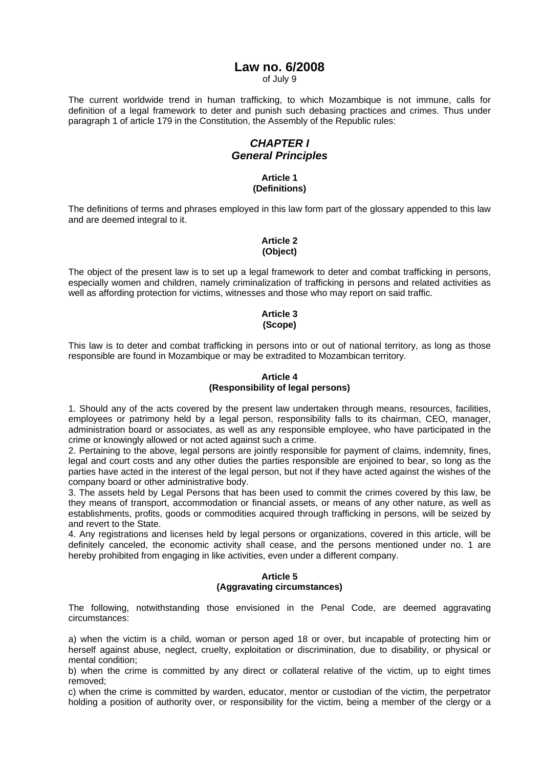# Law no. 6/2008

of July 9

The current worldwide trend in human trafficking, to which Mozambique is not immune, calls for definition of a legal framework to deter and punish such debasing practices and crimes. Thus under paragraph 1 of article 179 in the Constitution, the Assembly of the Republic rules:

## *CHAPTER I*
## *General Principles*

### Article 1
### (Definitions)

The definitions of terms and phrases employed in this law form part of the glossary appended to this law and are deemed integral to it.

### Article 2
### (Object)

The object of the present law is to set up a legal framework to deter and combat trafficking in persons, especially women and children, namely criminalization of trafficking in persons and related activities as well as affording protection for victims, witnesses and those who may report on said traffic.

### Article 3
### (Scope)

This law is to deter and combat trafficking in persons into or out of national territory, as long as those responsible are found in Mozambique or may be extradited to Mozambican territory.

### Article 4
### (Responsibility of legal persons)

1. Should any of the acts covered by the present law undertaken through means, resources, facilities, employees or patrimony held by a legal person, responsibility falls to its chairman, CEO, manager, administration board or associates, as well as any responsible employee, who have participated in the crime or knowingly allowed or not acted against such a crime.
2. Pertaining to the above, legal persons are jointly responsible for payment of claims, indemnity, fines, legal and court costs and any other duties the parties responsible are enjoined to bear, so long as the parties have acted in the interest of the legal person, but not if they have acted against the wishes of the company board or other administrative body.
3. The assets held by Legal Persons that has been used to commit the crimes covered by this law, be they means of transport, accommodation or financial assets, or means of any other nature, as well as establishments, profits, goods or commodities acquired through trafficking in persons, will be seized by and revert to the State.
4. Any registrations and licenses held by legal persons or organizations, covered in this article, will be definitely canceled, the economic activity shall cease, and the persons mentioned under no. 1 are hereby prohibited from engaging in like activities, even under a different company.

### Article 5
### (Aggravating circumstances)

The following, notwithstanding those envisioned in the Penal Code, are deemed aggravating circumstances:

a) when the victim is a child, woman or person aged 18 or over, but incapable of protecting him or herself against abuse, neglect, cruelty, exploitation or discrimination, due to disability, or physical or mental condition;
b) when the crime is committed by any direct or collateral relative of the victim, up to eight times removed;
c) when the crime is committed by warden, educator, mentor or custodian of the victim, the perpetrator holding a position of authority over, or responsibility for the victim, being a member of the clergy or a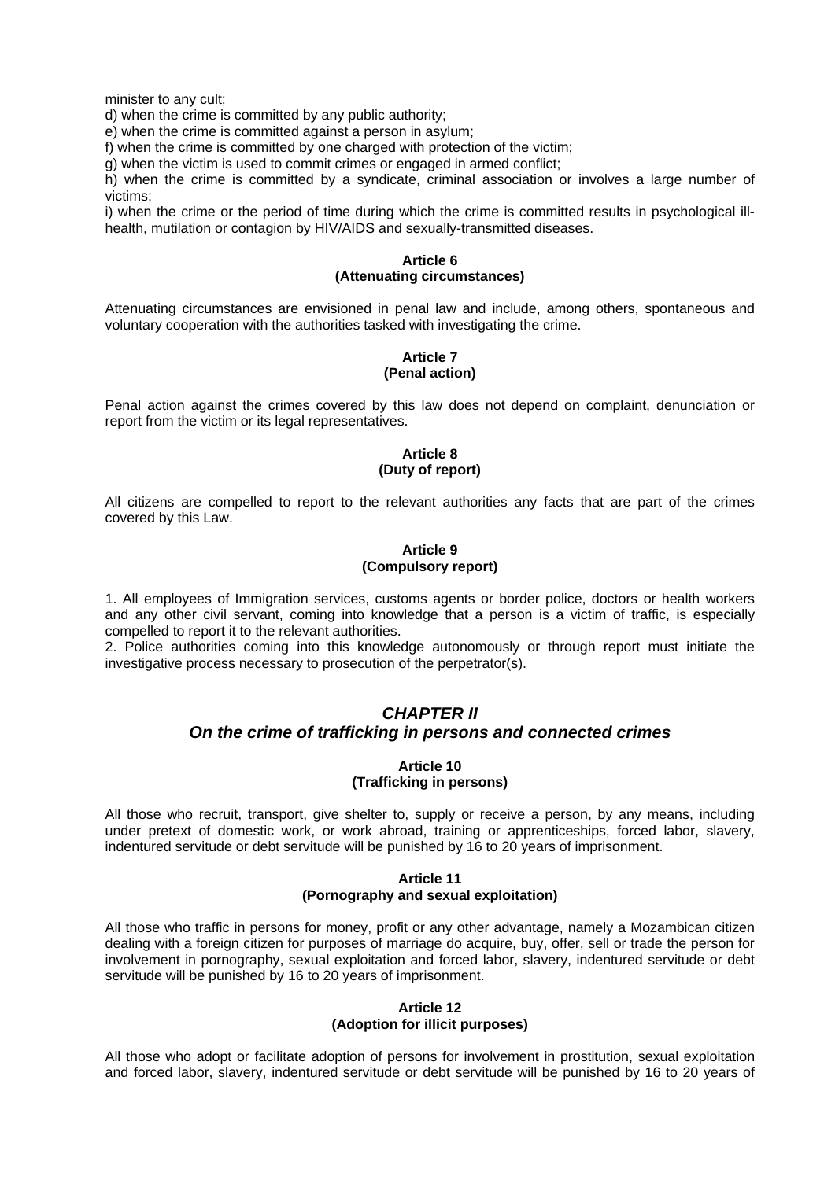minister to any cult;

d) when the crime is committed by any public authority;

e) when the crime is committed against a person in asylum;

f) when the crime is committed by one charged with protection of the victim;

g) when the victim is used to commit crimes or engaged in armed conflict;

h) when the crime is committed by a syndicate, criminal association or involves a large number of victims;

i) when the crime or the period of time during which the crime is committed results in psychological ill-health, mutilation or contagion by HIV/AIDS and sexually-transmitted diseases.

#### Article 6
#### (Attenuating circumstances)

Attenuating circumstances are envisioned in penal law and include, among others, spontaneous and voluntary cooperation with the authorities tasked with investigating the crime.

#### Article 7
#### (Penal action)

Penal action against the crimes covered by this law does not depend on complaint, denunciation or report from the victim or its legal representatives.

#### Article 8
#### (Duty of report)

All citizens are compelled to report to the relevant authorities any facts that are part of the crimes covered by this Law.

#### Article 9
#### (Compulsory report)

1. All employees of Immigration services, customs agents or border police, doctors or health workers and any other civil servant, coming into knowledge that a person is a victim of traffic, is especially compelled to report it to the relevant authorities.
2. Police authorities coming into this knowledge autonomously or through report must initiate the investigative process necessary to prosecution of the perpetrator(s).

## *CHAPTER II*
## *On the crime of trafficking in persons and connected crimes*

#### Article 10
#### (Trafficking in persons)

All those who recruit, transport, give shelter to, supply or receive a person, by any means, including under pretext of domestic work, or work abroad, training or apprenticeships, forced labor, slavery, indentured servitude or debt servitude will be punished by 16 to 20 years of imprisonment.

#### Article 11
#### (Pornography and sexual exploitation)

All those who traffic in persons for money, profit or any other advantage, namely a Mozambican citizen dealing with a foreign citizen for purposes of marriage do acquire, buy, offer, sell or trade the person for involvement in pornography, sexual exploitation and forced labor, slavery, indentured servitude or debt servitude will be punished by 16 to 20 years of imprisonment.

#### Article 12
#### (Adoption for illicit purposes)

All those who adopt or facilitate adoption of persons for involvement in prostitution, sexual exploitation and forced labor, slavery, indentured servitude or debt servitude will be punished by 16 to 20 years of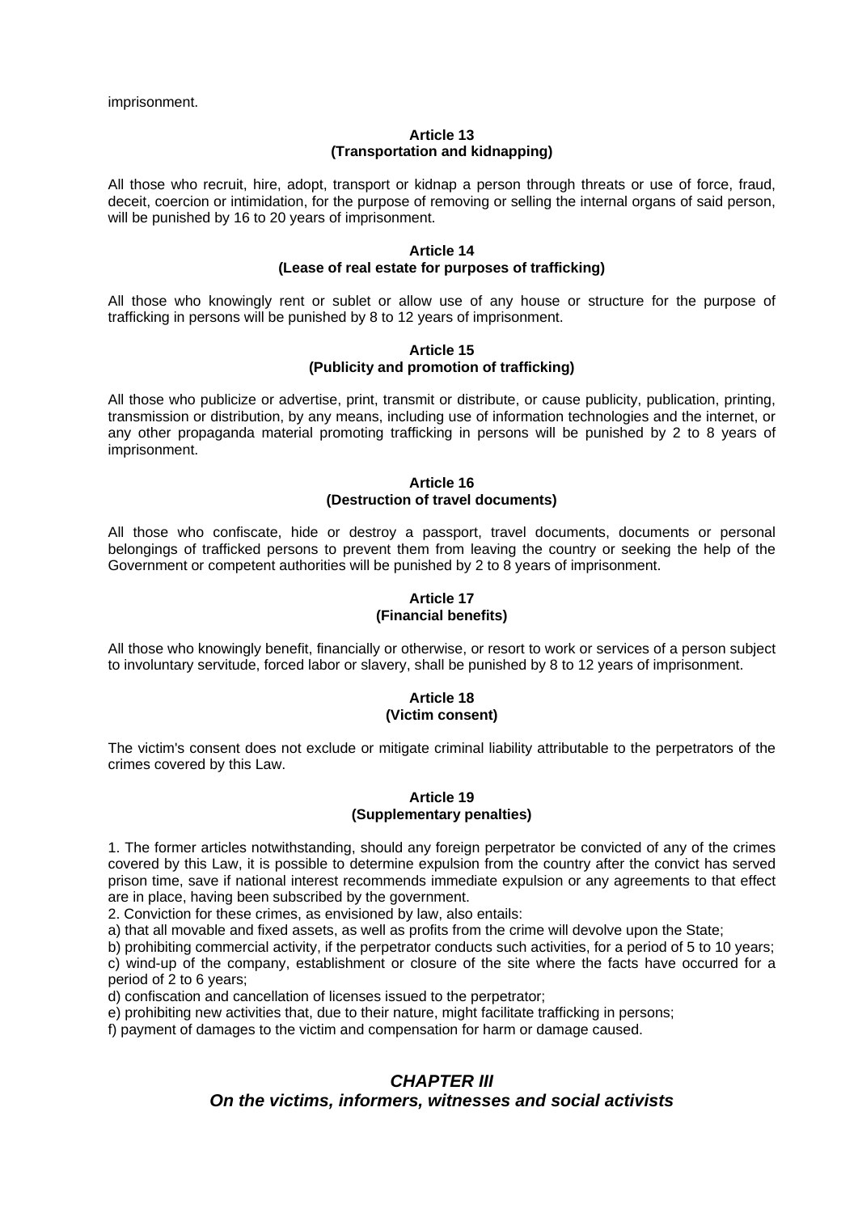imprisonment.

**Article 13**
**(Transportation and kidnapping)**

All those who recruit, hire, adopt, transport or kidnap a person through threats or use of force, fraud, deceit, coercion or intimidation, for the purpose of removing or selling the internal organs of said person, will be punished by 16 to 20 years of imprisonment.

**Article 14**
**(Lease of real estate for purposes of trafficking)**

All those who knowingly rent or sublet or allow use of any house or structure for the purpose of trafficking in persons will be punished by 8 to 12 years of imprisonment.

**Article 15**
**(Publicity and promotion of trafficking)**

All those who publicize or advertise, print, transmit or distribute, or cause publicity, publication, printing, transmission or distribution, by any means, including use of information technologies and the internet, or any other propaganda material promoting trafficking in persons will be punished by 2 to 8 years of imprisonment.

**Article 16**
**(Destruction of travel documents)**

All those who confiscate, hide or destroy a passport, travel documents, documents or personal belongings of trafficked persons to prevent them from leaving the country or seeking the help of the Government or competent authorities will be punished by 2 to 8 years of imprisonment.

**Article 17**
**(Financial benefits)**

All those who knowingly benefit, financially or otherwise, or resort to work or services of a person subject to involuntary servitude, forced labor or slavery, shall be punished by 8 to 12 years of imprisonment.

**Article 18**
**(Victim consent)**

The victim's consent does not exclude or mitigate criminal liability attributable to the perpetrators of the crimes covered by this Law.

**Article 19**
**(Supplementary penalties)**

1. The former articles notwithstanding, should any foreign perpetrator be convicted of any of the crimes covered by this Law, it is possible to determine expulsion from the country after the convict has served prison time, save if national interest recommends immediate expulsion or any agreements to that effect are in place, having been subscribed by the government.
2. Conviction for these crimes, as envisioned by law, also entails:
a) that all movable and fixed assets, as well as profits from the crime will devolve upon the State;
b) prohibiting commercial activity, if the perpetrator conducts such activities, for a period of 5 to 10 years;
c) wind-up of the company, establishment or closure of the site where the facts have occurred for a period of 2 to 6 years;
d) confiscation and cancellation of licenses issued to the perpetrator;
e) prohibiting new activities that, due to their nature, might facilitate trafficking in persons;
f) payment of damages to the victim and compensation for harm or damage caused.

## *CHAPTER III*
## *On the victims, informers, witnesses and social activists*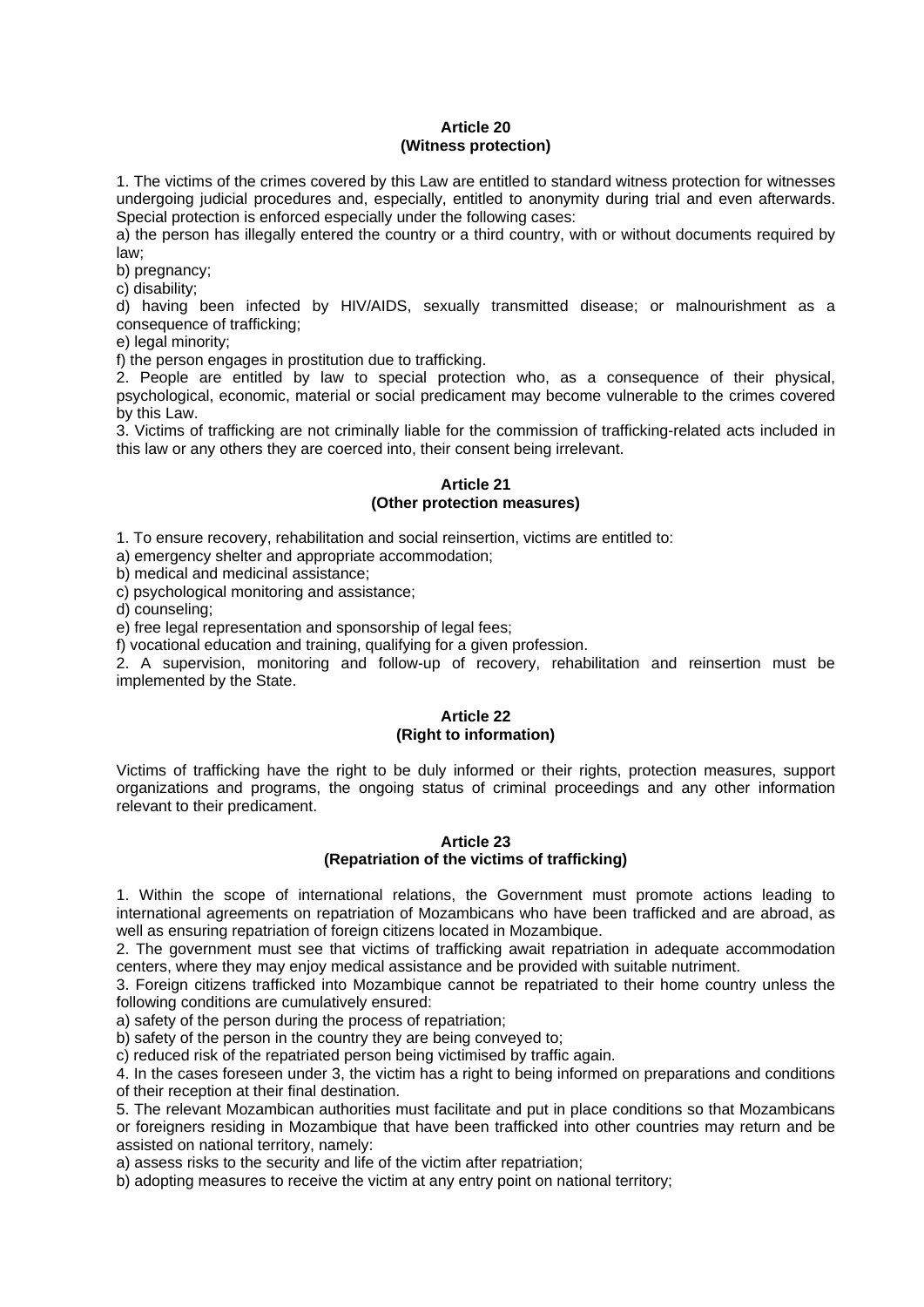**Article 20**
**(Witness protection)**

1. The victims of the crimes covered by this Law are entitled to standard witness protection for witnesses undergoing judicial procedures and, especially, entitled to anonymity during trial and even afterwards. Special protection is enforced especially under the following cases:

a) the person has illegally entered the country or a third country, with or without documents required by law;

b) pregnancy;

c) disability;

d) having been infected by HIV/AIDS, sexually transmitted disease; or malnourishment as a consequence of trafficking;

e) legal minority;

f) the person engages in prostitution due to trafficking.

2. People are entitled by law to special protection who, as a consequence of their physical, psychological, economic, material or social predicament may become vulnerable to the crimes covered by this Law.

3. Victims of trafficking are not criminally liable for the commission of trafficking-related acts included in this law or any others they are coerced into, their consent being irrelevant.

**Article 21**
**(Other protection measures)**

1. To ensure recovery, rehabilitation and social reinsertion, victims are entitled to:

a) emergency shelter and appropriate accommodation;

b) medical and medicinal assistance;

c) psychological monitoring and assistance;

d) counseling;

e) free legal representation and sponsorship of legal fees;

f) vocational education and training, qualifying for a given profession.

2. A supervision, monitoring and follow-up of recovery, rehabilitation and reinsertion must be implemented by the State.

**Article 22**
**(Right to information)**

Victims of trafficking have the right to be duly informed or their rights, protection measures, support organizations and programs, the ongoing status of criminal proceedings and any other information relevant to their predicament.

**Article 23**
**(Repatriation of the victims of trafficking)**

1. Within the scope of international relations, the Government must promote actions leading to international agreements on repatriation of Mozambicans who have been trafficked and are abroad, as well as ensuring repatriation of foreign citizens located in Mozambique.

2. The government must see that victims of trafficking await repatriation in adequate accommodation centers, where they may enjoy medical assistance and be provided with suitable nutriment.

3. Foreign citizens trafficked into Mozambique cannot be repatriated to their home country unless the following conditions are cumulatively ensured:

a) safety of the person during the process of repatriation;

b) safety of the person in the country they are being conveyed to;

c) reduced risk of the repatriated person being victimised by traffic again.

4. In the cases foreseen under 3, the victim has a right to being informed on preparations and conditions of their reception at their final destination.

5. The relevant Mozambican authorities must facilitate and put in place conditions so that Mozambicans or foreigners residing in Mozambique that have been trafficked into other countries may return and be assisted on national territory, namely:

a) assess risks to the security and life of the victim after repatriation;

b) adopting measures to receive the victim at any entry point on national territory;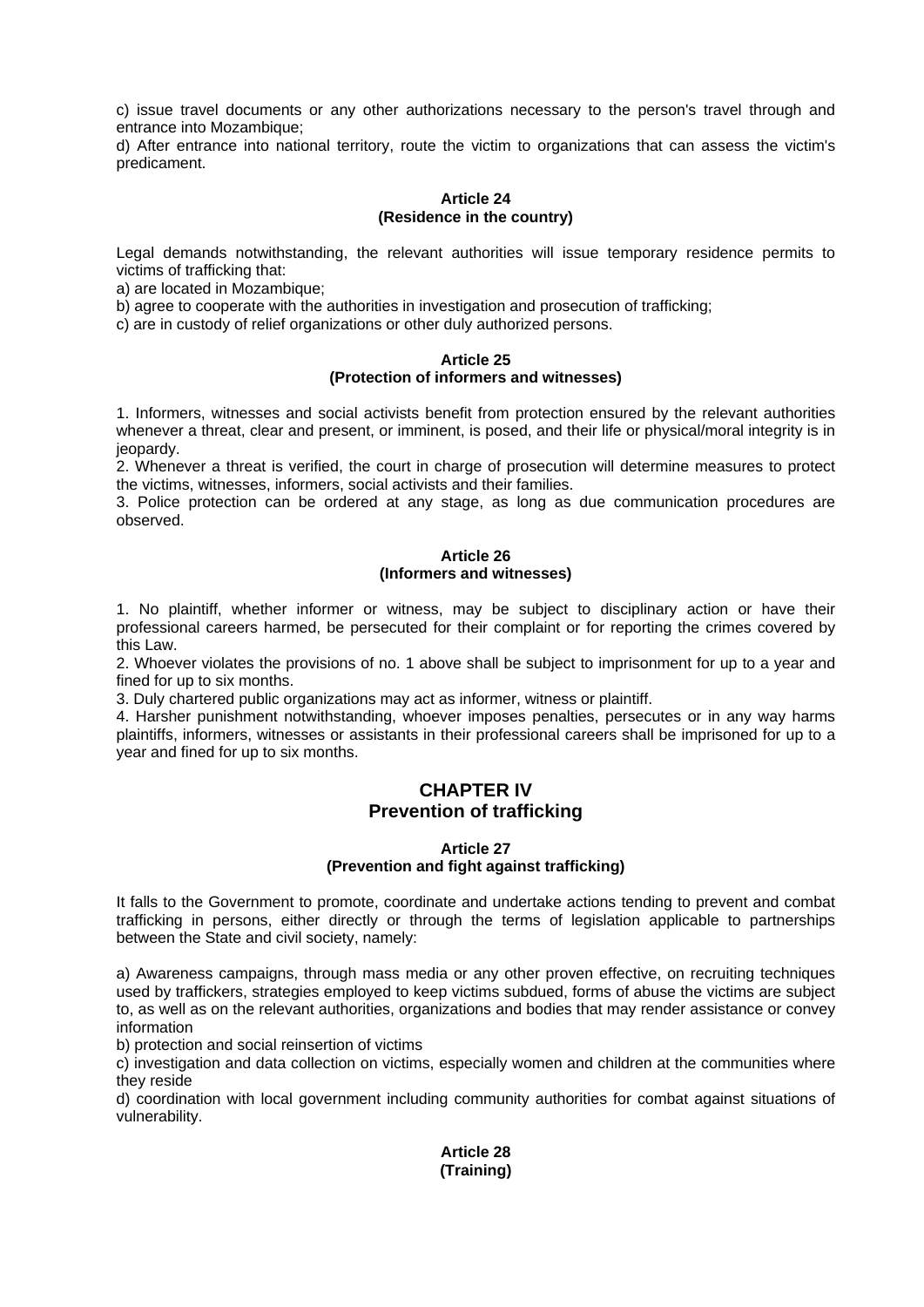c) issue travel documents or any other authorizations necessary to the person's travel through and entrance into Mozambique;

d) After entrance into national territory, route the victim to organizations that can assess the victim's predicament.

**Article 24**
**(Residence in the country)**

Legal demands notwithstanding, the relevant authorities will issue temporary residence permits to victims of trafficking that:

a) are located in Mozambique;

b) agree to cooperate with the authorities in investigation and prosecution of trafficking;

c) are in custody of relief organizations or other duly authorized persons.

**Article 25**
**(Protection of informers and witnesses)**

1. Informers, witnesses and social activists benefit from protection ensured by the relevant authorities whenever a threat, clear and present, or imminent, is posed, and their life or physical/moral integrity is in jeopardy.
2. Whenever a threat is verified, the court in charge of prosecution will determine measures to protect the victims, witnesses, informers, social activists and their families.
3. Police protection can be ordered at any stage, as long as due communication procedures are observed.

**Article 26**
**(Informers and witnesses)**

1. No plaintiff, whether informer or witness, may be subject to disciplinary action or have their professional careers harmed, be persecuted for their complaint or for reporting the crimes covered by this Law.
2. Whoever violates the provisions of no. 1 above shall be subject to imprisonment for up to a year and fined for up to six months.
3. Duly chartered public organizations may act as informer, witness or plaintiff.
4. Harsher punishment notwithstanding, whoever imposes penalties, persecutes or in any way harms plaintiffs, informers, witnesses or assistants in their professional careers shall be imprisoned for up to a year and fined for up to six months.

## CHAPTER IV
## Prevention of trafficking

**Article 27**
**(Prevention and fight against trafficking)**

It falls to the Government to promote, coordinate and undertake actions tending to prevent and combat trafficking in persons, either directly or through the terms of legislation applicable to partnerships between the State and civil society, namely:

a) Awareness campaigns, through mass media or any other proven effective, on recruiting techniques used by traffickers, strategies employed to keep victims subdued, forms of abuse the victims are subject to, as well as on the relevant authorities, organizations and bodies that may render assistance or convey information

b) protection and social reinsertion of victims

c) investigation and data collection on victims, especially women and children at the communities where they reside

d) coordination with local government including community authorities for combat against situations of vulnerability.

**Article 28**
**(Training)**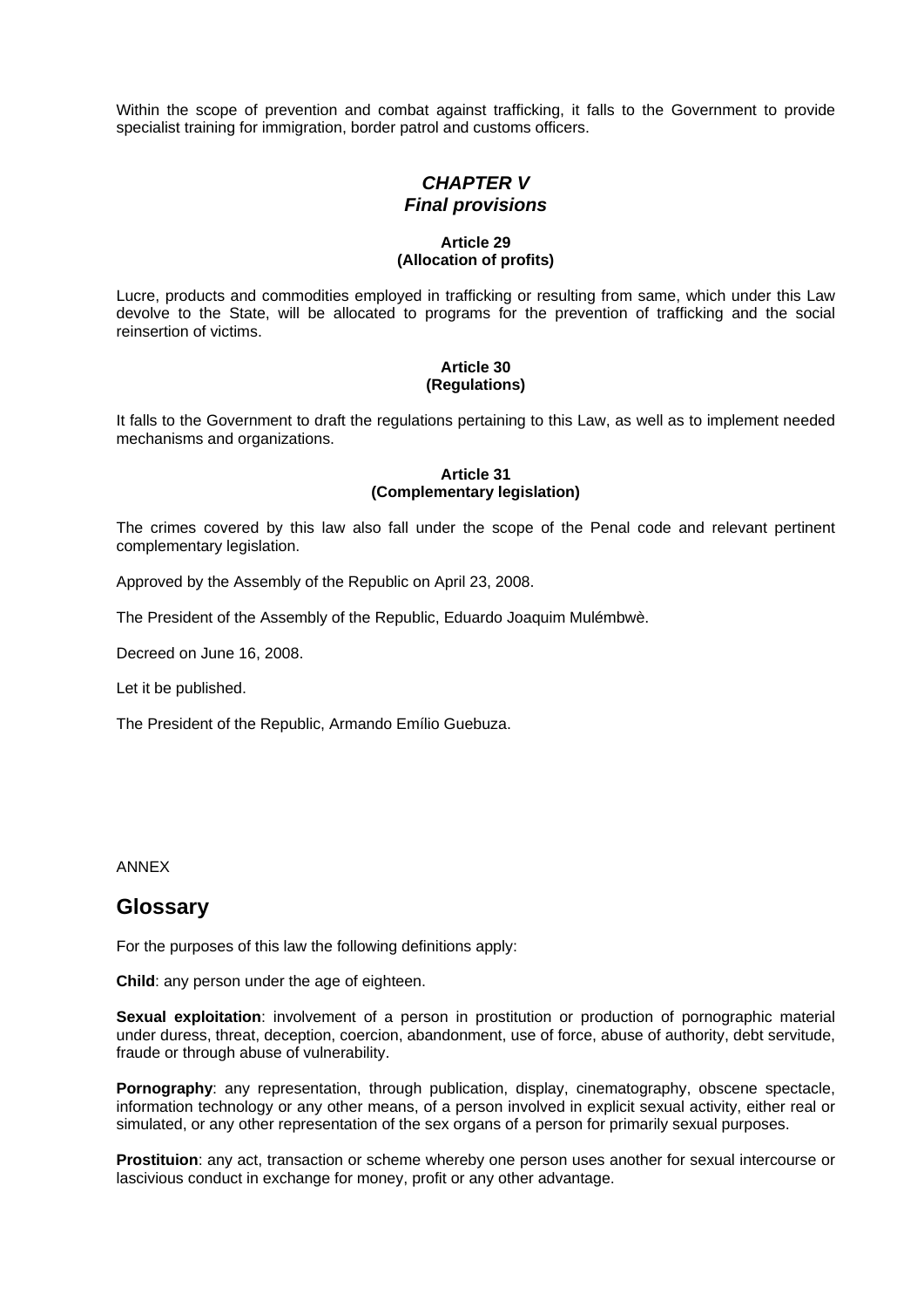Within the scope of prevention and combat against trafficking, it falls to the Government to provide specialist training for immigration, border patrol and customs officers.

## *CHAPTER V*
## *Final provisions*

#### Article 29
#### (Allocation of profits)

Lucre, products and commodities employed in trafficking or resulting from same, which under this Law devolve to the State, will be allocated to programs for the prevention of trafficking and the social reinsertion of victims.

#### Article 30
#### (Regulations)

It falls to the Government to draft the regulations pertaining to this Law, as well as to implement needed mechanisms and organizations.

#### Article 31
#### (Complementary legislation)

The crimes covered by this law also fall under the scope of the Penal code and relevant pertinent complementary legislation.

Approved by the Assembly of the Republic on April 23, 2008.

The President of the Assembly of the Republic, Eduardo Joaquim Muléṁbwè.

Decreed on June 16, 2008.

Let it be published.

The President of the Republic, Armando Emílio Guebuza.

ANNEX

## Glossary

For the purposes of this law the following definitions apply:

**Child**: any person under the age of eighteen.

**Sexual exploitation**: involvement of a person in prostitution or production of pornographic material under duress, threat, deception, coercion, abandonment, use of force, abuse of authority, debt servitude, fraude or through abuse of vulnerability.

**Pornography**: any representation, through publication, display, cinematography, obscene spectacle, information technology or any other means, of a person involved in explicit sexual activity, either real or simulated, or any other representation of the sex organs of a person for primarily sexual purposes.

**Prostituion**: any act, transaction or scheme whereby one person uses another for sexual intercourse or lascivious conduct in exchange for money, profit or any other advantage.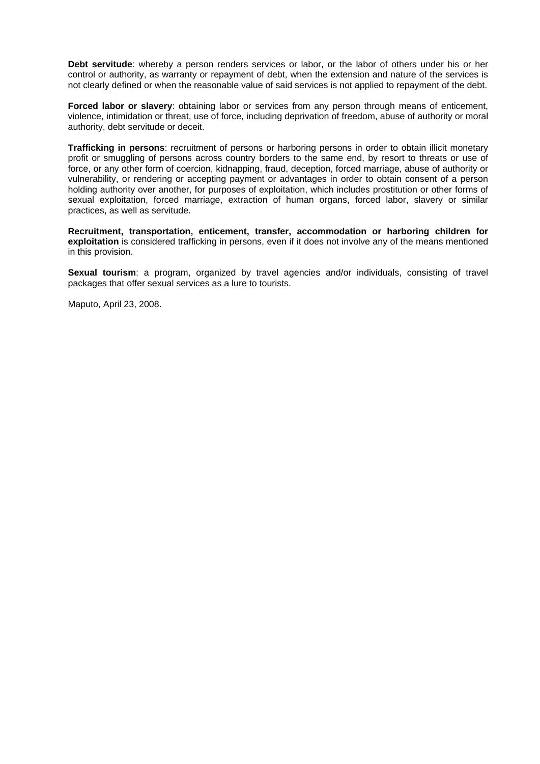**Debt servitude**: whereby a person renders services or labor, or the labor of others under his or her control or authority, as warranty or repayment of debt, when the extension and nature of the services is not clearly defined or when the reasonable value of said services is not applied to repayment of the debt.

**Forced labor or slavery**: obtaining labor or services from any person through means of enticement, violence, intimidation or threat, use of force, including deprivation of freedom, abuse of authority or moral authority, debt servitude or deceit.

**Trafficking in persons**: recruitment of persons or harboring persons in order to obtain illicit monetary profit or smuggling of persons across country borders to the same end, by resort to threats or use of force, or any other form of coercion, kidnapping, fraud, deception, forced marriage, abuse of authority or vulnerability, or rendering or accepting payment or advantages in order to obtain consent of a person holding authority over another, for purposes of exploitation, which includes prostitution or other forms of sexual exploitation, forced marriage, extraction of human organs, forced labor, slavery or similar practices, as well as servitude.

**Recruitment, transportation, enticement, transfer, accommodation or harboring children for exploitation** is considered trafficking in persons, even if it does not involve any of the means mentioned in this provision.

**Sexual tourism**: a program, organized by travel agencies and/or individuals, consisting of travel packages that offer sexual services as a lure to tourists.

Maputo, April 23, 2008.